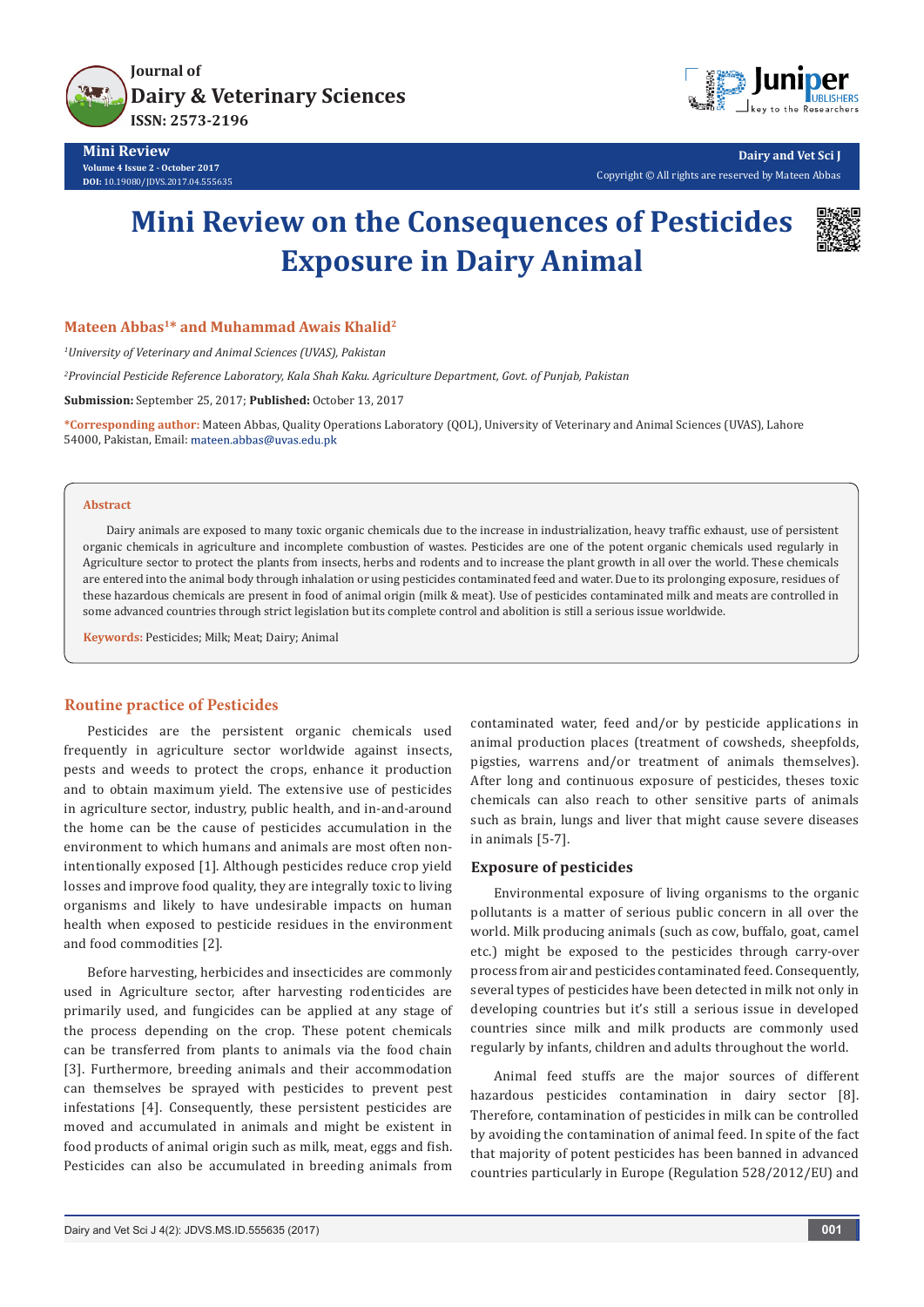# Mini Review on the Consequences of Pesticides Exposure in Dairy Animal

**Mateen Abbas[1]* and Muhammad Awais Khalid[2]**

[1]*University of Veterinary and Animal Sciences (UVAS), Pakistan*

[2]*Provincial Pesticide Reference Laboratory, Kala Shah Kaku. Agriculture Department, Govt. of Punjab, Pakistan*

**Submission:** September 25, 2017; **Published:** October 13, 2017

***Corresponding author:** Mateen Abbas, Quality Operations Laboratory (QOL), University of Veterinary and Animal Sciences (UVAS), Lahore 54000, Pakistan, Email: mateen.abbas@uvas.edu.pk

**Abstract**

Dairy animals are exposed to many toxic organic chemicals due to the increase in industrialization, heavy traffic exhaust, use of persistent organic chemicals in agriculture and incomplete combustion of wastes. Pesticides are one of the potent organic chemicals used regularly in Agriculture sector to protect the plants from insects, herbs and rodents and to increase the plant growth in all over the world. These chemicals are entered into the animal body through inhalation or using pesticides contaminated feed and water. Due to its prolonging exposure, residues of these hazardous chemicals are present in food of animal origin (milk & meat). Use of pesticides contaminated milk and meats are controlled in some advanced countries through strict legislation but its complete control and abolition is still a serious issue worldwide.

**Keywords:** Pesticides; Milk; Meat; Dairy; Animal

## Routine practice of Pesticides

Pesticides are the persistent organic chemicals used frequently in agriculture sector worldwide against insects, pests and weeds to protect the crops, enhance it production and to obtain maximum yield. The extensive use of pesticides in agriculture sector, industry, public health, and in-and-around the home can be the cause of pesticides accumulation in the environment to which humans and animals are most often non-intentionally exposed [1]. Although pesticides reduce crop yield losses and improve food quality, they are integrally toxic to living organisms and likely to have undesirable impacts on human health when exposed to pesticide residues in the environment and food commodities [2].

Before harvesting, herbicides and insecticides are commonly used in Agriculture sector, after harvesting rodenticides are primarily used, and fungicides can be applied at any stage of the process depending on the crop. These potent chemicals can be transferred from plants to animals via the food chain [3]. Furthermore, breeding animals and their accommodation can themselves be sprayed with pesticides to prevent pest infestations [4]. Consequently, these persistent pesticides are moved and accumulated in animals and might be existent in food products of animal origin such as milk, meat, eggs and fish. Pesticides can also be accumulated in breeding animals from contaminated water, feed and/or by pesticide applications in animal production places (treatment of cowsheds, sheepfolds, pigsties, warrens and/or treatment of animals themselves). After long and continuous exposure of pesticides, theses toxic chemicals can also reach to other sensitive parts of animals such as brain, lungs and liver that might cause severe diseases in animals [5-7].

### Exposure of pesticides

Environmental exposure of living organisms to the organic pollutants is a matter of serious public concern in all over the world. Milk producing animals (such as cow, buffalo, goat, camel etc.) might be exposed to the pesticides through carry-over process from air and pesticides contaminated feed. Consequently, several types of pesticides have been detected in milk not only in developing countries but it's still a serious issue in developed countries since milk and milk products are commonly used regularly by infants, children and adults throughout the world.

Animal feed stuffs are the major sources of different hazardous pesticides contamination in dairy sector [8]. Therefore, contamination of pesticides in milk can be controlled by avoiding the contamination of animal feed. In spite of the fact that majority of potent pesticides has been banned in advanced countries particularly in Europe (Regulation 528/2012/EU) and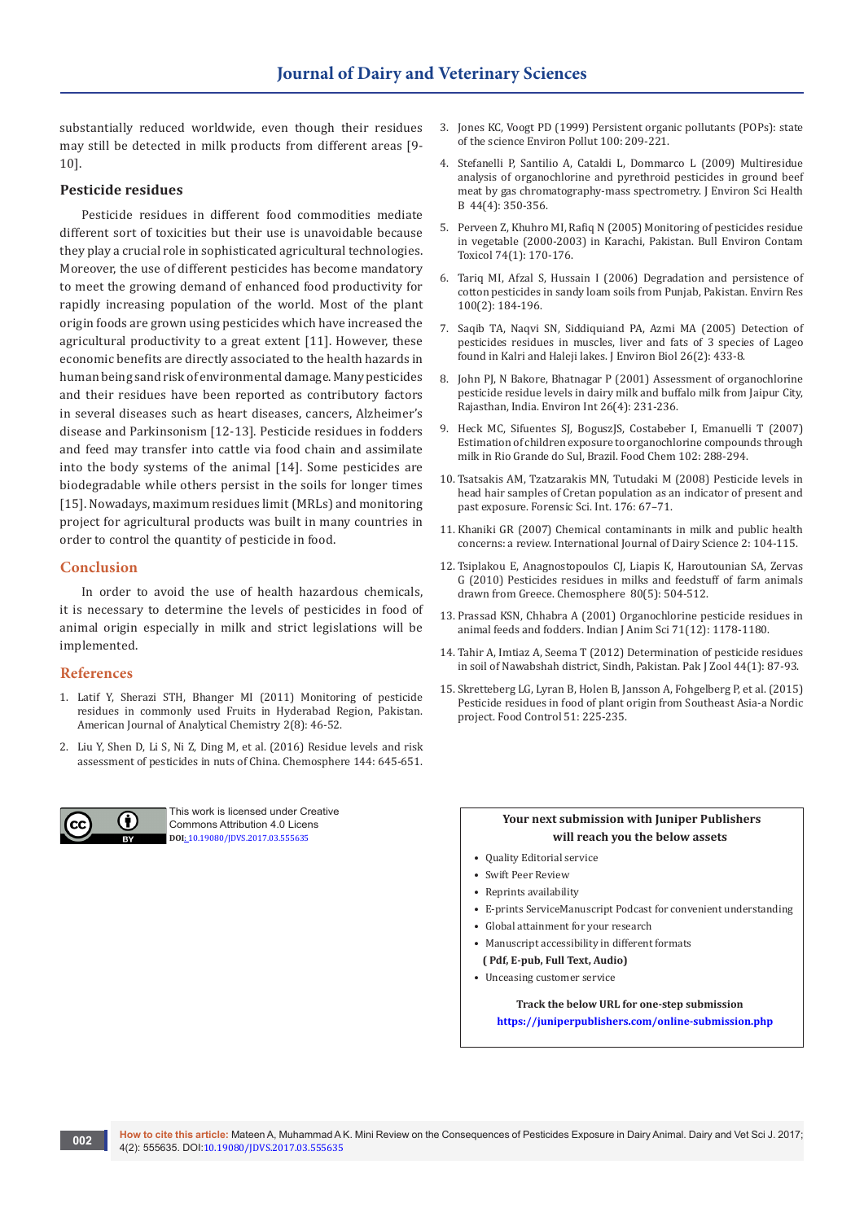substantially reduced worldwide, even though their residues may still be detected in milk products from different areas [9-10].

### Pesticide residues

Pesticide residues in different food commodities mediate different sort of toxicities but their use is unavoidable because they play a crucial role in sophisticated agricultural technologies. Moreover, the use of different pesticides has become mandatory to meet the growing demand of enhanced food productivity for rapidly increasing population of the world. Most of the plant origin foods are grown using pesticides which have increased the agricultural productivity to a great extent [11]. However, these economic benefits are directly associated to the health hazards in human being sand risk of environmental damage. Many pesticides and their residues have been reported as contributory factors in several diseases such as heart diseases, cancers, Alzheimer's disease and Parkinsonism [12-13]. Pesticide residues in fodders and feed may transfer into cattle via food chain and assimilate into the body systems of the animal [14]. Some pesticides are biodegradable while others persist in the soils for longer times [15]. Nowadays, maximum residues limit (MRLs) and monitoring project for agricultural products was built in many countries in order to control the quantity of pesticide in food.

## Conclusion

In order to avoid the use of health hazardous chemicals, it is necessary to determine the levels of pesticides in food of animal origin especially in milk and strict legislations will be implemented.

## References

1. Latif Y, Sherazi STH, Bhanger MI (2011) Monitoring of pesticide residues in commonly used Fruits in Hyderabad Region, Pakistan. American Journal of Analytical Chemistry 2(8): 46-52.
2. Liu Y, Shen D, Li S, Ni Z, Ding M, et al. (2016) Residue levels and risk assessment of pesticides in nuts of China. Chemosphere 144: 645-651.
3. Jones KC, Voogt PD (1999) Persistent organic pollutants (POPs): state of the science Environ Pollut 100: 209-221.
4. Stefanelli P, Santilio A, Cataldi L, Dommarco L (2009) Multiresidue analysis of organochlorine and pyrethroid pesticides in ground beef meat by gas chromatography-mass spectrometry. J Environ Sci Health B 44(4): 350-356.
5. Perveen Z, Khuhro MI, Rafiq N (2005) Monitoring of pesticides residue in vegetable (2000-2003) in Karachi, Pakistan. Bull Environ Contam Toxicol 74(1): 170-176.
6. Tariq MI, Afzal S, Hussain I (2006) Degradation and persistence of cotton pesticides in sandy loam soils from Punjab, Pakistan. Envirn Res 100(2): 184-196.
7. Saqib TA, Naqvi SN, Siddiquand PA, Azmi MA (2005) Detection of pesticides residues in muscles, liver and fats of 3 species of Lageo found in Kalri and Haleji lakes. J Environ Biol 26(2): 433-8.
8. John PJ, N Bakore, Bhatnagar P (2001) Assessment of organochlorine pesticide residue levels in dairy milk and buffalo milk from Jaipur City, Rajasthan, India. Environ Int 26(4): 231-236.
9. Heck MC, Sifuentes SJ, BoguszJS, Costabeber I, Emanuelli T (2007) Estimation of children exposure to organochlorine compounds through milk in Rio Grande do Sul, Brazil. Food Chem 102: 288-294.
10. Tsatsakis AM, Tzatzarakis MN, Tutudaki M (2008) Pesticide levels in head hair samples of Cretan population as an indicator of present and past exposure. Forensic Sci. Int. 176: 67–71.
11. Khaniki GR (2007) Chemical contaminants in milk and public health concerns: a review. International Journal of Dairy Science 2: 104-115.
12. Tsiplakou E, Anagnostopoulos CJ, Liapis K, Haroutounian SA, Zervas G (2010) Pesticides residues in milks and feedstuff of farm animals drawn from Greece. Chemosphere 80(5): 504-512.
13. Prassad KSN, Chhabra A (2001) Organochlorine pesticide residues in animal feeds and fodders. Indian J Anim Sci 71(12): 1178-1180.
14. Tahir A, Imtiaz A, Seema T (2012) Determination of pesticide residues in soil of Nawabshah district, Sindh, Pakistan. Pak J Zool 44(1): 87-93.
15. Skretteberg LG, Lyran B, Holen B, Jansson A, Fohgelberg P, et al. (2015) Pesticide residues in food of plant origin from Southeast Asia-a Nordic project. Food Control 51: 225-235.

This work is licensed under Creative Commons Attribution 4.0 Licens
DOI: 10.19080/JDVS.2017.03.555635

**Your next submission with Juniper Publishers will reach you the below assets**

- Quality Editorial service
- Swift Peer Review
- Reprints availability
- E-prints ServiceManuscript Podcast for convenient understanding
- Global attainment for your research
- Manuscript accessibility in different formats
  **( Pdf, E-pub, Full Text, Audio)**
- Unceasing customer service

**Track the below URL for one-step submission**
**https://juniperpublishers.com/online-submission.php**

**How to cite this article:** Mateen A, Muhammad A K. Mini Review on the Consequences of Pesticides Exposure in Dairy Animal. Dairy and Vet Sci J. 2017; 4(2): 555635. DOI:10.19080/JDVS.2017.03.555635